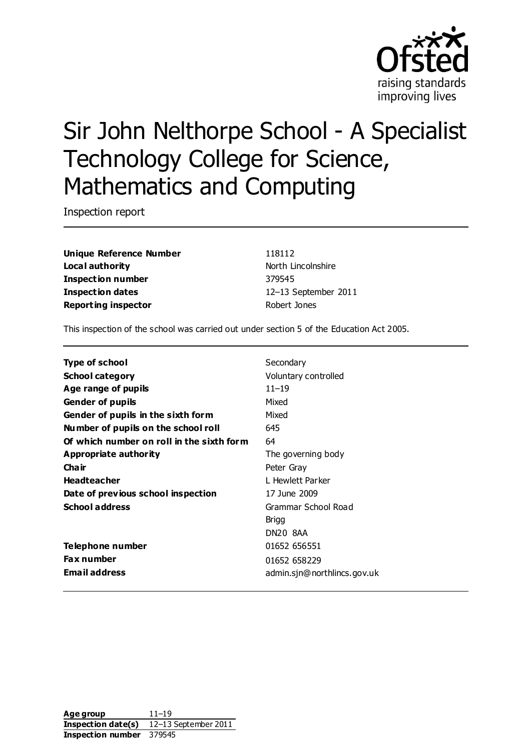# Sir John Nelthorpe School - A Specialist Technology College for Science, Mathematics and Computing

Inspection report

| | |
|---|---|
| **Unique Reference Number** | 118112 |
| **Local authority** | North Lincolnshire |
| **Inspection number** | 379545 |
| **Inspection dates** | 12–13 September 2011 |
| **Reporting inspector** | Robert Jones |

This inspection of the school was carried out under section 5 of the Education Act 2005.

| | |
|---|---|
| **Type of school** | Secondary |
| **School category** | Voluntary controlled |
| **Age range of pupils** | 11–19 |
| **Gender of pupils** | Mixed |
| **Gender of pupils in the sixth form** | Mixed |
| **Number of pupils on the school roll** | 645 |
| **Of which number on roll in the sixth form** | 64 |
| **Appropriate authority** | The governing body |
| **Chair** | Peter Gray |
| **Headteacher** | L Hewlett Parker |
| **Date of previous school inspection** | 17 June 2009 |
| **School address** | Grammar School Road<br>Brigg<br>DN20 8AA |
| **Telephone number** | 01652 656551 |
| **Fax number** | 01652 658229 |
| **Email address** | admin.sjn@northlincs.gov.uk |

| | |
|---|---|
| **Age group** | 11–19 |
| **Inspection date(s)** | 12–13 September 2011 |
| **Inspection number** | 379545 |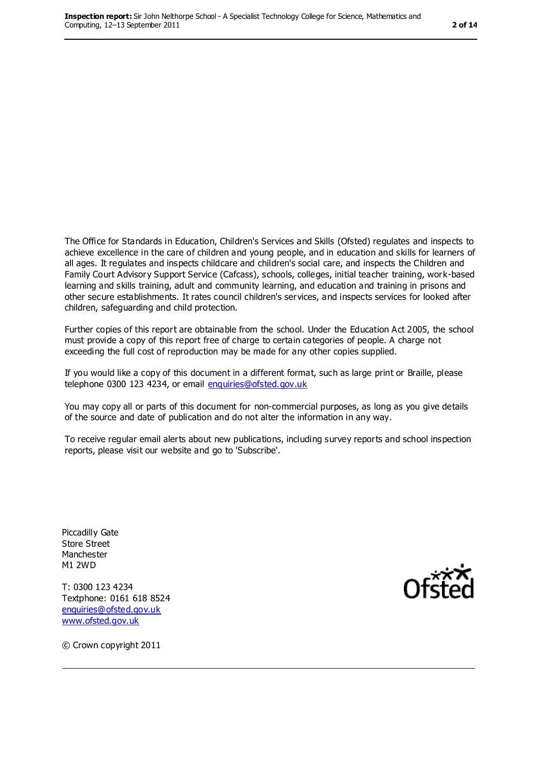The Office for Standards in Education, Children's Services and Skills (Ofsted) regulates and inspects to achieve excellence in the care of children and young people, and in education and skills for learners of all ages. It regulates and inspects childcare and children's social care, and inspects the Children and Family Court Advisory Support Service (Cafcass), schools, colleges, initial teacher training, work-based learning and skills training, adult and community learning, and education and training in prisons and other secure establishments. It rates council children's services, and inspects services for looked after children, safeguarding and child protection.

Further copies of this report are obtainable from the school. Under the Education Act 2005, the school must provide a copy of this report free of charge to certain categories of people. A charge not exceeding the full cost of reproduction may be made for any other copies supplied.

If you would like a copy of this document in a different format, such as large print or Braille, please telephone 0300 123 4234, or email [enquiries@ofsted.gov.uk](mailto:enquiries@ofsted.gov.uk)

You may copy all or parts of this document for non-commercial purposes, as long as you give details of the source and date of publication and do not alter the information in any way.

To receive regular email alerts about new publications, including survey reports and school inspection reports, please visit our website and go to 'Subscribe'.

Piccadilly Gate
Store Street
Manchester
M1 2WD

T: 0300 123 4234
Textphone: 0161 618 8524
[enquiries@ofsted.gov.uk](mailto:enquiries@ofsted.gov.uk)
[www.ofsted.gov.uk](http://www.ofsted.gov.uk)

Ofsted

© Crown copyright 2011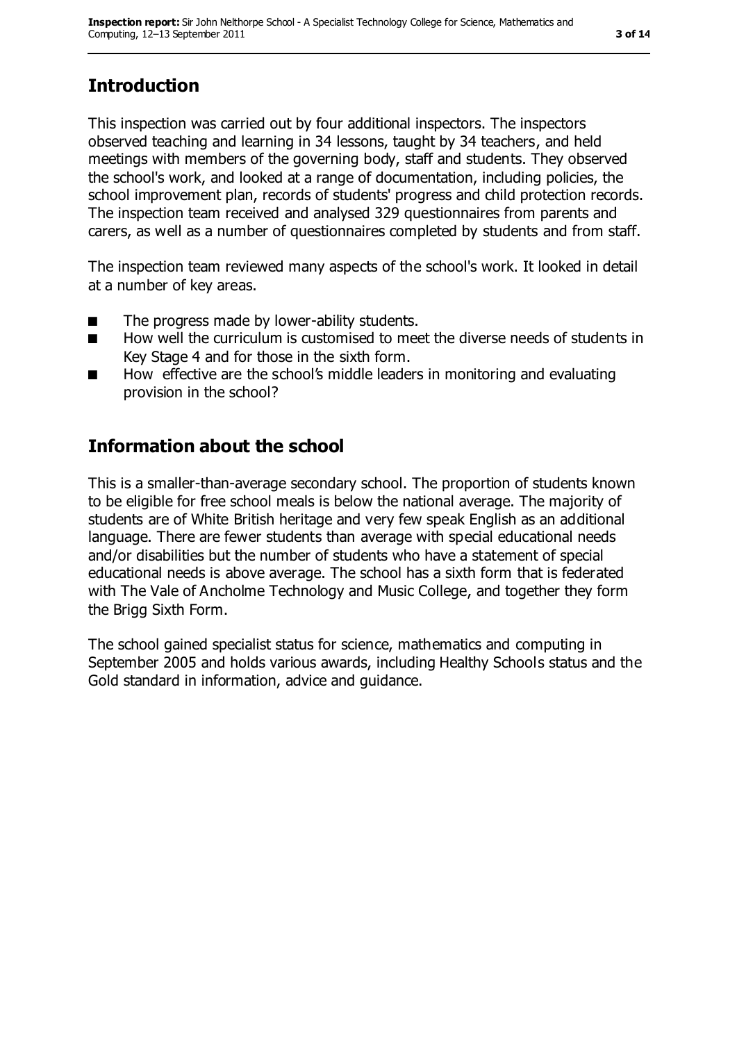## Introduction

This inspection was carried out by four additional inspectors. The inspectors observed teaching and learning in 34 lessons, taught by 34 teachers, and held meetings with members of the governing body, staff and students. They observed the school's work, and looked at a range of documentation, including policies, the school improvement plan, records of students' progress and child protection records. The inspection team received and analysed 329 questionnaires from parents and carers, as well as a number of questionnaires completed by students and from staff.

The inspection team reviewed many aspects of the school's work. It looked in detail at a number of key areas.

- The progress made by lower-ability students.
- How well the curriculum is customised to meet the diverse needs of students in Key Stage 4 and for those in the sixth form.
- How effective are the school's middle leaders in monitoring and evaluating provision in the school?

## Information about the school

This is a smaller-than-average secondary school. The proportion of students known to be eligible for free school meals is below the national average. The majority of students are of White British heritage and very few speak English as an additional language. There are fewer students than average with special educational needs and/or disabilities but the number of students who have a statement of special educational needs is above average. The school has a sixth form that is federated with The Vale of Ancholme Technology and Music College, and together they form the Brigg Sixth Form.

The school gained specialist status for science, mathematics and computing in September 2005 and holds various awards, including Healthy Schools status and the Gold standard in information, advice and guidance.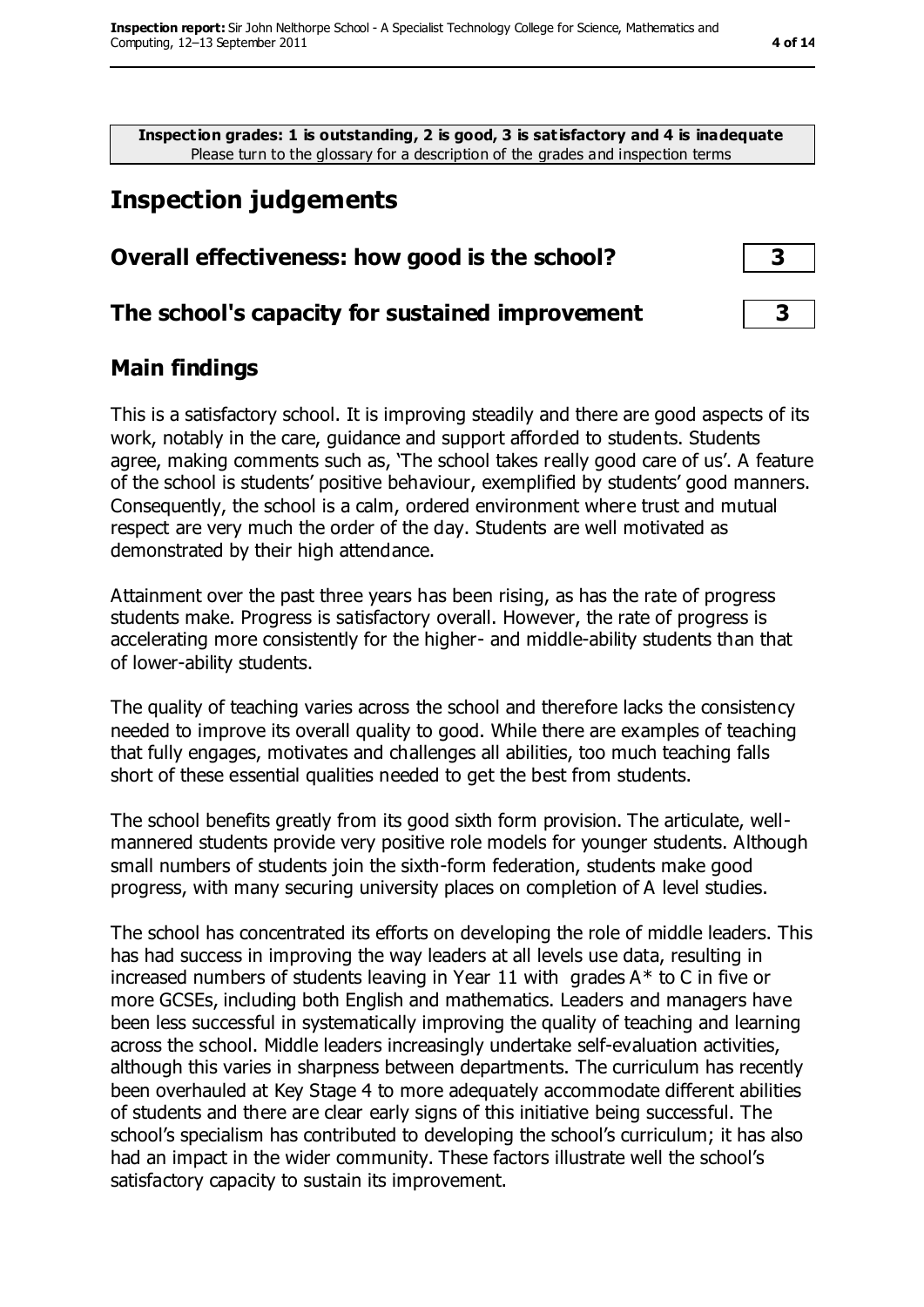**Inspection grades: 1 is outstanding, 2 is good, 3 is satisfactory and 4 is inadequate**
Please turn to the glossary for a description of the grades and inspection terms

## Inspection judgements

| | |
|---|---|
| **Overall effectiveness: how good is the school?** | **3** |
| **The school's capacity for sustained improvement** | **3** |

### Main findings

This is a satisfactory school. It is improving steadily and there are good aspects of its work, notably in the care, guidance and support afforded to students. Students agree, making comments such as, 'The school takes really good care of us'. A feature of the school is students' positive behaviour, exemplified by students' good manners. Consequently, the school is a calm, ordered environment where trust and mutual respect are very much the order of the day. Students are well motivated as demonstrated by their high attendance.

Attainment over the past three years has been rising, as has the rate of progress students make. Progress is satisfactory overall. However, the rate of progress is accelerating more consistently for the higher- and middle-ability students than that of lower-ability students.

The quality of teaching varies across the school and therefore lacks the consistency needed to improve its overall quality to good. While there are examples of teaching that fully engages, motivates and challenges all abilities, too much teaching falls short of these essential qualities needed to get the best from students.

The school benefits greatly from its good sixth form provision. The articulate, well-mannered students provide very positive role models for younger students. Although small numbers of students join the sixth-form federation, students make good progress, with many securing university places on completion of A level studies.

The school has concentrated its efforts on developing the role of middle leaders. This has had success in improving the way leaders at all levels use data, resulting in increased numbers of students leaving in Year 11 with grades A* to C in five or more GCSEs, including both English and mathematics. Leaders and managers have been less successful in systematically improving the quality of teaching and learning across the school. Middle leaders increasingly undertake self-evaluation activities, although this varies in sharpness between departments. The curriculum has recently been overhauled at Key Stage 4 to more adequately accommodate different abilities of students and there are clear early signs of this initiative being successful. The school's specialism has contributed to developing the school's curriculum; it has also had an impact in the wider community. These factors illustrate well the school's satisfactory capacity to sustain its improvement.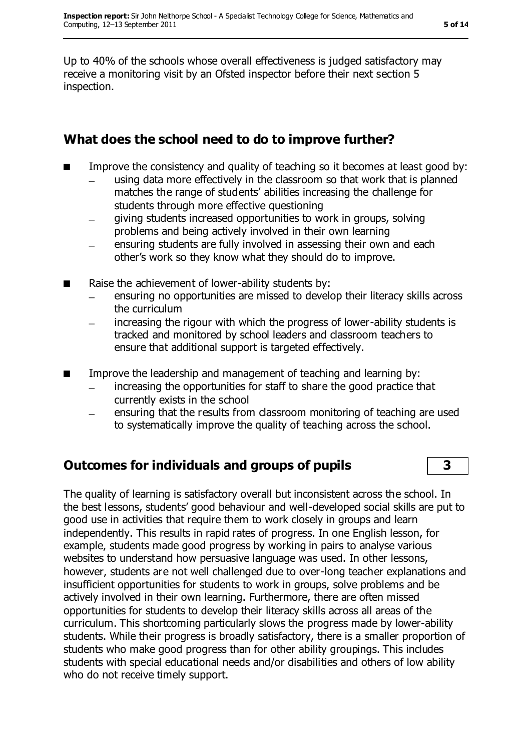Up to 40% of the schools whose overall effectiveness is judged satisfactory may receive a monitoring visit by an Ofsted inspector before their next section 5 inspection.

## What does the school need to do to improve further?

- Improve the consistency and quality of teaching so it becomes at least good by:
  - using data more effectively in the classroom so that work that is planned matches the range of students' abilities increasing the challenge for students through more effective questioning
  - giving students increased opportunities to work in groups, solving problems and being actively involved in their own learning
  - ensuring students are fully involved in assessing their own and each other's work so they know what they should do to improve.
- Raise the achievement of lower-ability students by:
  - ensuring no opportunities are missed to develop their literacy skills across the curriculum
  - increasing the rigour with which the progress of lower-ability students is tracked and monitored by school leaders and classroom teachers to ensure that additional support is targeted effectively.
- Improve the leadership and management of teaching and learning by:
  - increasing the opportunities for staff to share the good practice that currently exists in the school
  - ensuring that the results from classroom monitoring of teaching are used to systematically improve the quality of teaching across the school.

## Outcomes for individuals and groups of pupils — 3

The quality of learning is satisfactory overall but inconsistent across the school. In the best lessons, students' good behaviour and well-developed social skills are put to good use in activities that require them to work closely in groups and learn independently. This results in rapid rates of progress. In one English lesson, for example, students made good progress by working in pairs to analyse various websites to understand how persuasive language was used. In other lessons, however, students are not well challenged due to over-long teacher explanations and insufficient opportunities for students to work in groups, solve problems and be actively involved in their own learning. Furthermore, there are often missed opportunities for students to develop their literacy skills across all areas of the curriculum. This shortcoming particularly slows the progress made by lower-ability students. While their progress is broadly satisfactory, there is a smaller proportion of students who make good progress than for other ability groupings. This includes students with special educational needs and/or disabilities and others of low ability who do not receive timely support.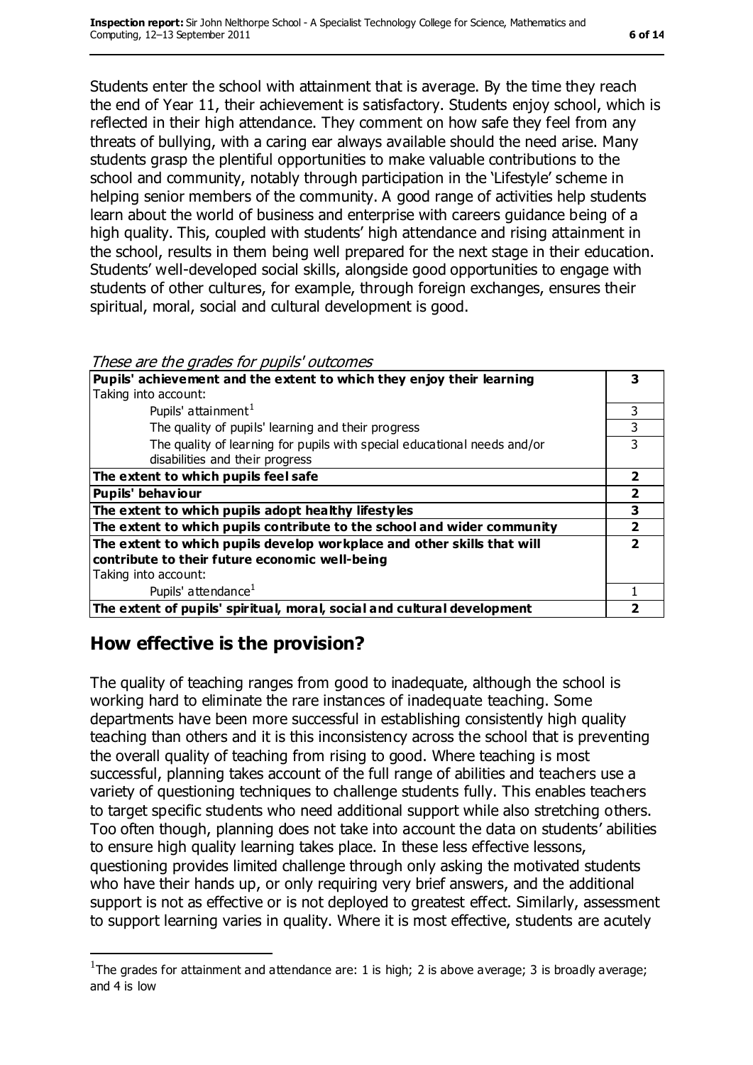Students enter the school with attainment that is average. By the time they reach the end of Year 11, their achievement is satisfactory. Students enjoy school, which is reflected in their high attendance. They comment on how safe they feel from any threats of bullying, with a caring ear always available should the need arise. Many students grasp the plentiful opportunities to make valuable contributions to the school and community, notably through participation in the 'Lifestyle' scheme in helping senior members of the community. A good range of activities help students learn about the world of business and enterprise with careers guidance being of a high quality. This, coupled with students' high attendance and rising attainment in the school, results in them being well prepared for the next stage in their education. Students' well-developed social skills, alongside good opportunities to engage with students of other cultures, for example, through foreign exchanges, ensures their spiritual, moral, social and cultural development is good.

*These are the grades for pupils' outcomes*

| | |
|---|---|
| **Pupils' achievement and the extent to which they enjoy their learning** | **3** |
| Taking into account: | |
| Pupils' attainment[1] | 3 |
| The quality of pupils' learning and their progress | 3 |
| The quality of learning for pupils with special educational needs and/or disabilities and their progress | 3 |
| **The extent to which pupils feel safe** | **2** |
| **Pupils' behaviour** | **2** |
| **The extent to which pupils adopt healthy lifestyles** | **3** |
| **The extent to which pupils contribute to the school and wider community** | **2** |
| **The extent to which pupils develop workplace and other skills that will contribute to their future economic well-being** | **2** |
| Taking into account: | |
| Pupils' attendance[1] | 1 |
| **The extent of pupils' spiritual, moral, social and cultural development** | **2** |

## How effective is the provision?

The quality of teaching ranges from good to inadequate, although the school is working hard to eliminate the rare instances of inadequate teaching. Some departments have been more successful in establishing consistently high quality teaching than others and it is this inconsistency across the school that is preventing the overall quality of teaching from rising to good. Where teaching is most successful, planning takes account of the full range of abilities and teachers use a variety of questioning techniques to challenge students fully. This enables teachers to target specific students who need additional support while also stretching others. Too often though, planning does not take into account the data on students' abilities to ensure high quality learning takes place. In these less effective lessons, questioning provides limited challenge through only asking the motivated students who have their hands up, or only requiring very brief answers, and the additional support is not as effective or is not deployed to greatest effect. Similarly, assessment to support learning varies in quality. Where it is most effective, students are acutely

[1] The grades for attainment and attendance are: 1 is high; 2 is above average; 3 is broadly average; and 4 is low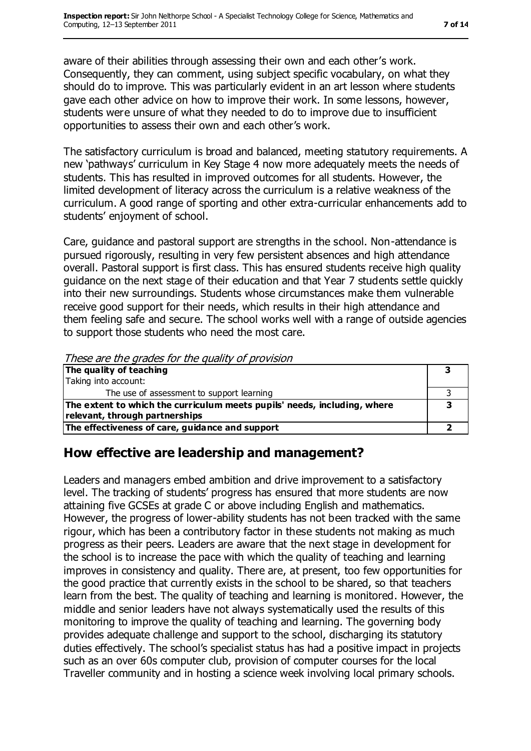aware of their abilities through assessing their own and each other's work. Consequently, they can comment, using subject specific vocabulary, on what they should do to improve. This was particularly evident in an art lesson where students gave each other advice on how to improve their work. In some lessons, however, students were unsure of what they needed to do to improve due to insufficient opportunities to assess their own and each other's work.

The satisfactory curriculum is broad and balanced, meeting statutory requirements. A new 'pathways' curriculum in Key Stage 4 now more adequately meets the needs of students. This has resulted in improved outcomes for all students. However, the limited development of literacy across the curriculum is a relative weakness of the curriculum. A good range of sporting and other extra-curricular enhancements add to students' enjoyment of school.

Care, guidance and pastoral support are strengths in the school. Non-attendance is pursued rigorously, resulting in very few persistent absences and high attendance overall. Pastoral support is first class. This has ensured students receive high quality guidance on the next stage of their education and that Year 7 students settle quickly into their new surroundings. Students whose circumstances make them vulnerable receive good support for their needs, which results in their high attendance and them feeling safe and secure. The school works well with a range of outside agencies to support those students who need the most care.

*These are the grades for the quality of provision*

| | |
|---|---|
| **The quality of teaching** | **3** |
| Taking into account: | |
| The use of assessment to support learning | 3 |
| **The extent to which the curriculum meets pupils' needs, including, where relevant, through partnerships** | **3** |
| **The effectiveness of care, guidance and support** | **2** |

## How effective are leadership and management?

Leaders and managers embed ambition and drive improvement to a satisfactory level. The tracking of students' progress has ensured that more students are now attaining five GCSEs at grade C or above including English and mathematics. However, the progress of lower-ability students has not been tracked with the same rigour, which has been a contributory factor in these students not making as much progress as their peers. Leaders are aware that the next stage in development for the school is to increase the pace with which the quality of teaching and learning improves in consistency and quality. There are, at present, too few opportunities for the good practice that currently exists in the school to be shared, so that teachers learn from the best. The quality of teaching and learning is monitored. However, the middle and senior leaders have not always systematically used the results of this monitoring to improve the quality of teaching and learning. The governing body provides adequate challenge and support to the school, discharging its statutory duties effectively. The school's specialist status has had a positive impact in projects such as an over 60s computer club, provision of computer courses for the local Traveller community and in hosting a science week involving local primary schools.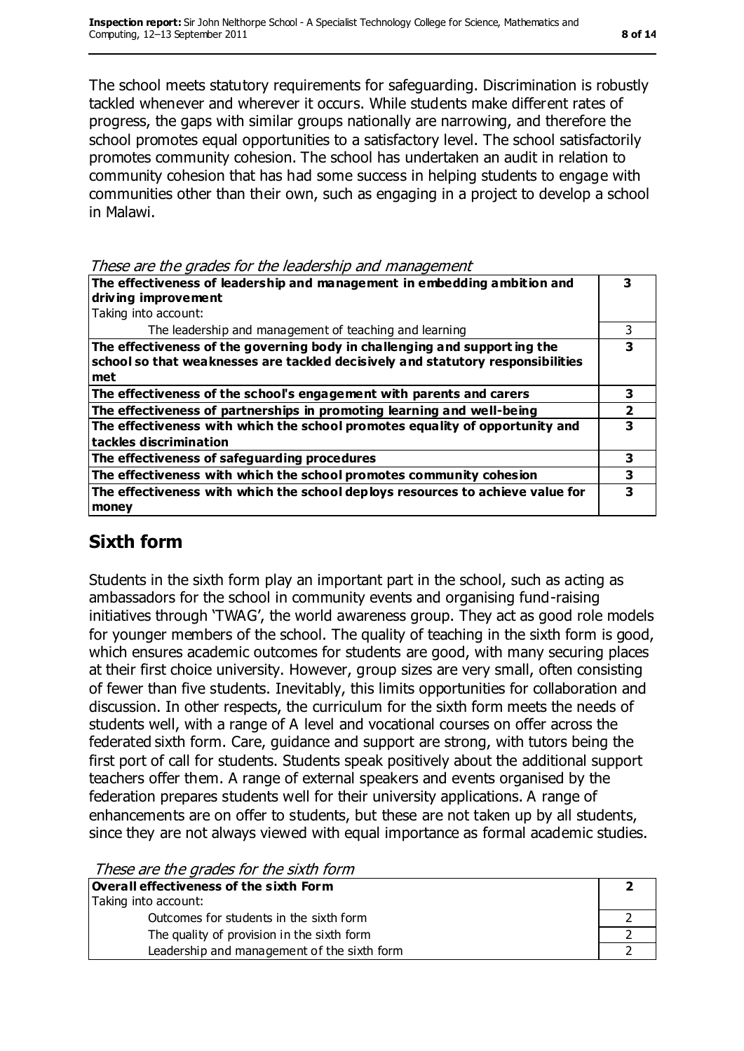The school meets statutory requirements for safeguarding. Discrimination is robustly tackled whenever and wherever it occurs. While students make different rates of progress, the gaps with similar groups nationally are narrowing, and therefore the school promotes equal opportunities to a satisfactory level. The school satisfactorily promotes community cohesion. The school has undertaken an audit in relation to community cohesion that has had some success in helping students to engage with communities other than their own, such as engaging in a project to develop a school in Malawi.

*These are the grades for the leadership and management*

| | |
|---|---|
| **The effectiveness of leadership and management in embedding ambition and driving improvement** | **3** |
| Taking into account: | |
| The leadership and management of teaching and learning | 3 |
| **The effectiveness of the governing body in challenging and supporting the school so that weaknesses are tackled decisively and statutory responsibilities met** | **3** |
| **The effectiveness of the school's engagement with parents and carers** | **3** |
| **The effectiveness of partnerships in promoting learning and well-being** | **2** |
| **The effectiveness with which the school promotes equality of opportunity and tackles discrimination** | **3** |
| **The effectiveness of safeguarding procedures** | **3** |
| **The effectiveness with which the school promotes community cohesion** | **3** |
| **The effectiveness with which the school deploys resources to achieve value for money** | **3** |

## Sixth form

Students in the sixth form play an important part in the school, such as acting as ambassadors for the school in community events and organising fund-raising initiatives through 'TWAG', the world awareness group. They act as good role models for younger members of the school. The quality of teaching in the sixth form is good, which ensures academic outcomes for students are good, with many securing places at their first choice university. However, group sizes are very small, often consisting of fewer than five students. Inevitably, this limits opportunities for collaboration and discussion. In other respects, the curriculum for the sixth form meets the needs of students well, with a range of A level and vocational courses on offer across the federated sixth form. Care, guidance and support are strong, with tutors being the first port of call for students. Students speak positively about the additional support teachers offer them. A range of external speakers and events organised by the federation prepares students well for their university applications. A range of enhancements are on offer to students, but these are not taken up by all students, since they are not always viewed with equal importance as formal academic studies.

*These are the grades for the sixth form*

| | |
|---|---|
| **Overall effectiveness of the sixth Form** | **2** |
| Taking into account: | |
| Outcomes for students in the sixth form | 2 |
| The quality of provision in the sixth form | 2 |
| Leadership and management of the sixth form | 2 |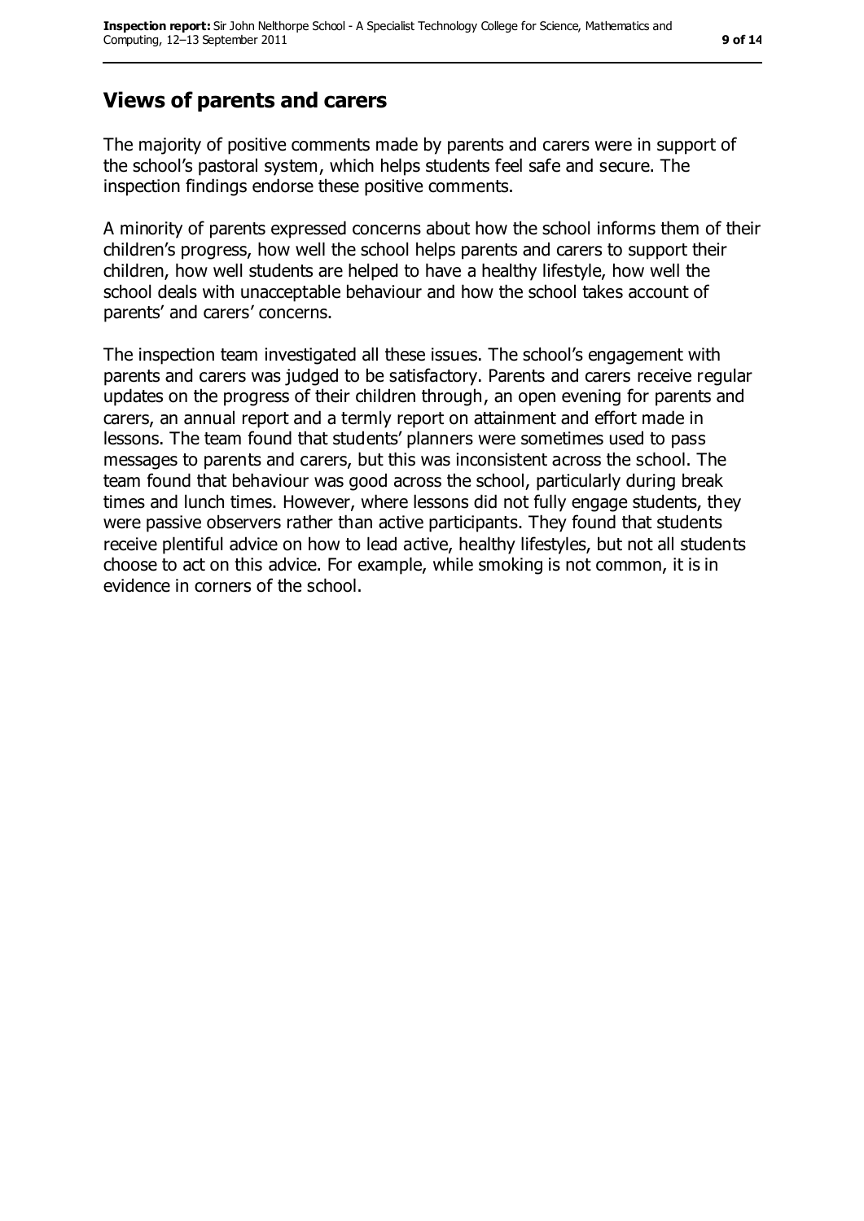## Views of parents and carers

The majority of positive comments made by parents and carers were in support of the school's pastoral system, which helps students feel safe and secure. The inspection findings endorse these positive comments.

A minority of parents expressed concerns about how the school informs them of their children's progress, how well the school helps parents and carers to support their children, how well students are helped to have a healthy lifestyle, how well the school deals with unacceptable behaviour and how the school takes account of parents' and carers' concerns.

The inspection team investigated all these issues. The school's engagement with parents and carers was judged to be satisfactory. Parents and carers receive regular updates on the progress of their children through, an open evening for parents and carers, an annual report and a termly report on attainment and effort made in lessons. The team found that students' planners were sometimes used to pass messages to parents and carers, but this was inconsistent across the school. The team found that behaviour was good across the school, particularly during break times and lunch times. However, where lessons did not fully engage students, they were passive observers rather than active participants. They found that students receive plentiful advice on how to lead active, healthy lifestyles, but not all students choose to act on this advice. For example, while smoking is not common, it is in evidence in corners of the school.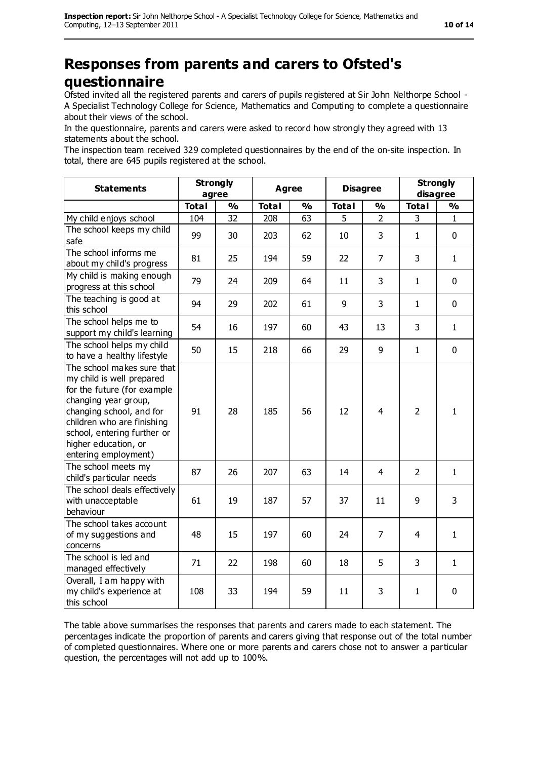# Responses from parents and carers to Ofsted's questionnaire

Ofsted invited all the registered parents and carers of pupils registered at Sir John Nelthorpe School - A Specialist Technology College for Science, Mathematics and Computing to complete a questionnaire about their views of the school.

In the questionnaire, parents and carers were asked to record how strongly they agreed with 13 statements about the school.

The inspection team received 329 completed questionnaires by the end of the on-site inspection. In total, there are 645 pupils registered at the school.

| Statements | Strongly agree | | Agree | | Disagree | | Strongly disagree | |
|---|---|---|---|---|---|---|---|---|
| | Total | % | Total | % | Total | % | Total | % |
| My child enjoys school | 104 | 32 | 208 | 63 | 5 | 2 | 3 | 1 |
| The school keeps my child safe | 99 | 30 | 203 | 62 | 10 | 3 | 1 | 0 |
| The school informs me about my child's progress | 81 | 25 | 194 | 59 | 22 | 7 | 3 | 1 |
| My child is making enough progress at this school | 79 | 24 | 209 | 64 | 11 | 3 | 1 | 0 |
| The teaching is good at this school | 94 | 29 | 202 | 61 | 9 | 3 | 1 | 0 |
| The school helps me to support my child's learning | 54 | 16 | 197 | 60 | 43 | 13 | 3 | 1 |
| The school helps my child to have a healthy lifestyle | 50 | 15 | 218 | 66 | 29 | 9 | 1 | 0 |
| The school makes sure that my child is well prepared for the future (for example changing year group, changing school, and for children who are finishing school, entering further or higher education, or entering employment) | 91 | 28 | 185 | 56 | 12 | 4 | 2 | 1 |
| The school meets my child's particular needs | 87 | 26 | 207 | 63 | 14 | 4 | 2 | 1 |
| The school deals effectively with unacceptable behaviour | 61 | 19 | 187 | 57 | 37 | 11 | 9 | 3 |
| The school takes account of my suggestions and concerns | 48 | 15 | 197 | 60 | 24 | 7 | 4 | 1 |
| The school is led and managed effectively | 71 | 22 | 198 | 60 | 18 | 5 | 3 | 1 |
| Overall, I am happy with my child's experience at this school | 108 | 33 | 194 | 59 | 11 | 3 | 1 | 0 |

The table above summarises the responses that parents and carers made to each statement. The percentages indicate the proportion of parents and carers giving that response out of the total number of completed questionnaires. Where one or more parents and carers chose not to answer a particular question, the percentages will not add up to 100%.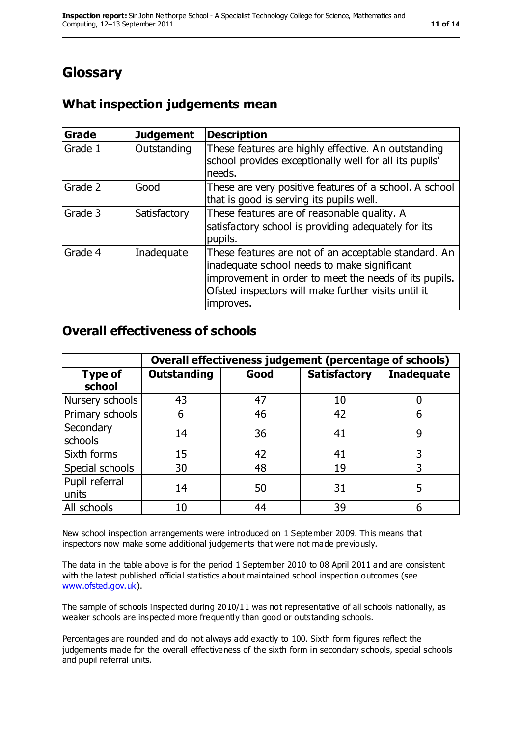# Glossary

## What inspection judgements mean

| Grade | Judgement | Description |
|---|---|---|
| Grade 1 | Outstanding | These features are highly effective. An outstanding school provides exceptionally well for all its pupils' needs. |
| Grade 2 | Good | These are very positive features of a school. A school that is good is serving its pupils well. |
| Grade 3 | Satisfactory | These features are of reasonable quality. A satisfactory school is providing adequately for its pupils. |
| Grade 4 | Inadequate | These features are not of an acceptable standard. An inadequate school needs to make significant improvement in order to meet the needs of its pupils. Ofsted inspectors will make further visits until it improves. |

## Overall effectiveness of schools

| | Overall effectiveness judgement (percentage of schools) | | | |
|---|---|---|---|---|
| **Type of school** | **Outstanding** | **Good** | **Satisfactory** | **Inadequate** |
| Nursery schools | 43 | 47 | 10 | 0 |
| Primary schools | 6 | 46 | 42 | 6 |
| Secondary schools | 14 | 36 | 41 | 9 |
| Sixth forms | 15 | 42 | 41 | 3 |
| Special schools | 30 | 48 | 19 | 3 |
| Pupil referral units | 14 | 50 | 31 | 5 |
| All schools | 10 | 44 | 39 | 6 |

New school inspection arrangements were introduced on 1 September 2009. This means that inspectors now make some additional judgements that were not made previously.

The data in the table above is for the period 1 September 2010 to 08 April 2011 and are consistent with the latest published official statistics about maintained school inspection outcomes (see www.ofsted.gov.uk).

The sample of schools inspected during 2010/11 was not representative of all schools nationally, as weaker schools are inspected more frequently than good or outstanding schools.

Percentages are rounded and do not always add exactly to 100. Sixth form figures reflect the judgements made for the overall effectiveness of the sixth form in secondary schools, special schools and pupil referral units.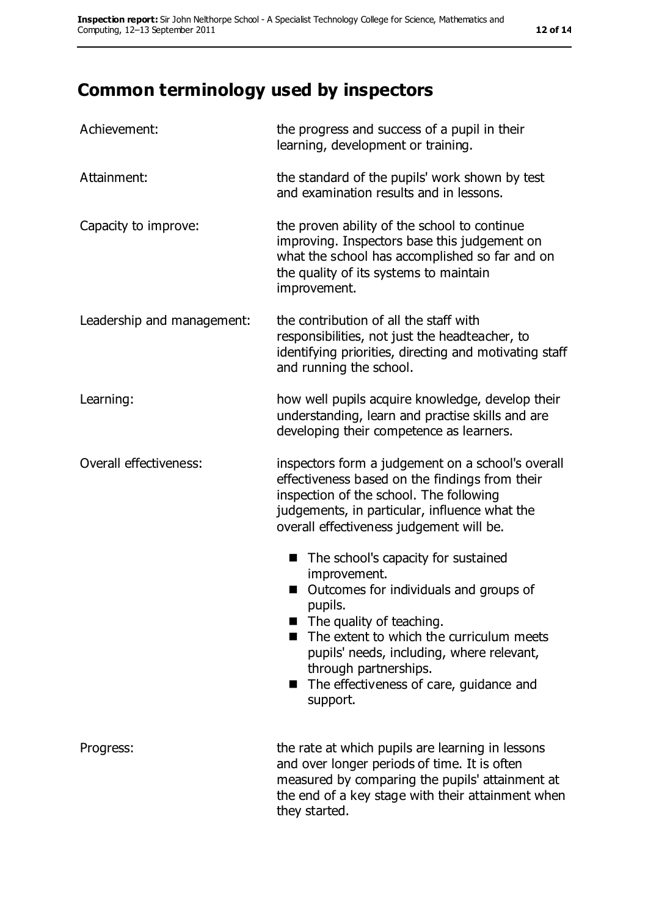# Common terminology used by inspectors

| | |
|---|---|
| Achievement: | the progress and success of a pupil in their learning, development or training. |
| Attainment: | the standard of the pupils' work shown by test and examination results and in lessons. |
| Capacity to improve: | the proven ability of the school to continue improving. Inspectors base this judgement on what the school has accomplished so far and on the quality of its systems to maintain improvement. |
| Leadership and management: | the contribution of all the staff with responsibilities, not just the headteacher, to identifying priorities, directing and motivating staff and running the school. |
| Learning: | how well pupils acquire knowledge, develop their understanding, learn and practise skills and are developing their competence as learners. |
| Overall effectiveness: | inspectors form a judgement on a school's overall effectiveness based on the findings from their inspection of the school. The following judgements, in particular, influence what the overall effectiveness judgement will be.<br>■ The school's capacity for sustained improvement.<br>■ Outcomes for individuals and groups of pupils.<br>■ The quality of teaching.<br>■ The extent to which the curriculum meets pupils' needs, including, where relevant, through partnerships.<br>■ The effectiveness of care, guidance and support. |
| Progress: | the rate at which pupils are learning in lessons and over longer periods of time. It is often measured by comparing the pupils' attainment at the end of a key stage with their attainment when they started. |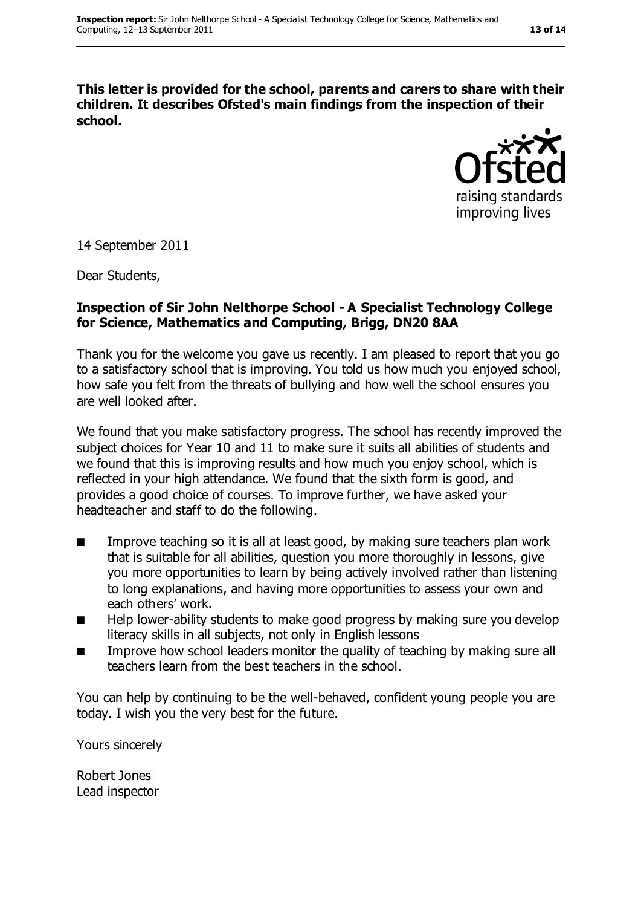**This letter is provided for the school, parents and carers to share with their children. It describes Ofsted's main findings from the inspection of their school.**

14 September 2011

Dear Students,

**Inspection of Sir John Nelthorpe School - A Specialist Technology College for Science, Mathematics and Computing, Brigg, DN20 8AA**

Thank you for the welcome you gave us recently. I am pleased to report that you go to a satisfactory school that is improving. You told us how much you enjoyed school, how safe you felt from the threats of bullying and how well the school ensures you are well looked after.

We found that you make satisfactory progress. The school has recently improved the subject choices for Year 10 and 11 to make sure it suits all abilities of students and we found that this is improving results and how much you enjoy school, which is reflected in your high attendance. We found that the sixth form is good, and provides a good choice of courses. To improve further, we have asked your headteacher and staff to do the following.

- Improve teaching so it is all at least good, by making sure teachers plan work that is suitable for all abilities, question you more thoroughly in lessons, give you more opportunities to learn by being actively involved rather than listening to long explanations, and having more opportunities to assess your own and each others' work.
- Help lower-ability students to make good progress by making sure you develop literacy skills in all subjects, not only in English lessons
- Improve how school leaders monitor the quality of teaching by making sure all teachers learn from the best teachers in the school.

You can help by continuing to be the well-behaved, confident young people you are today. I wish you the very best for the future.

Yours sincerely

Robert Jones
Lead inspector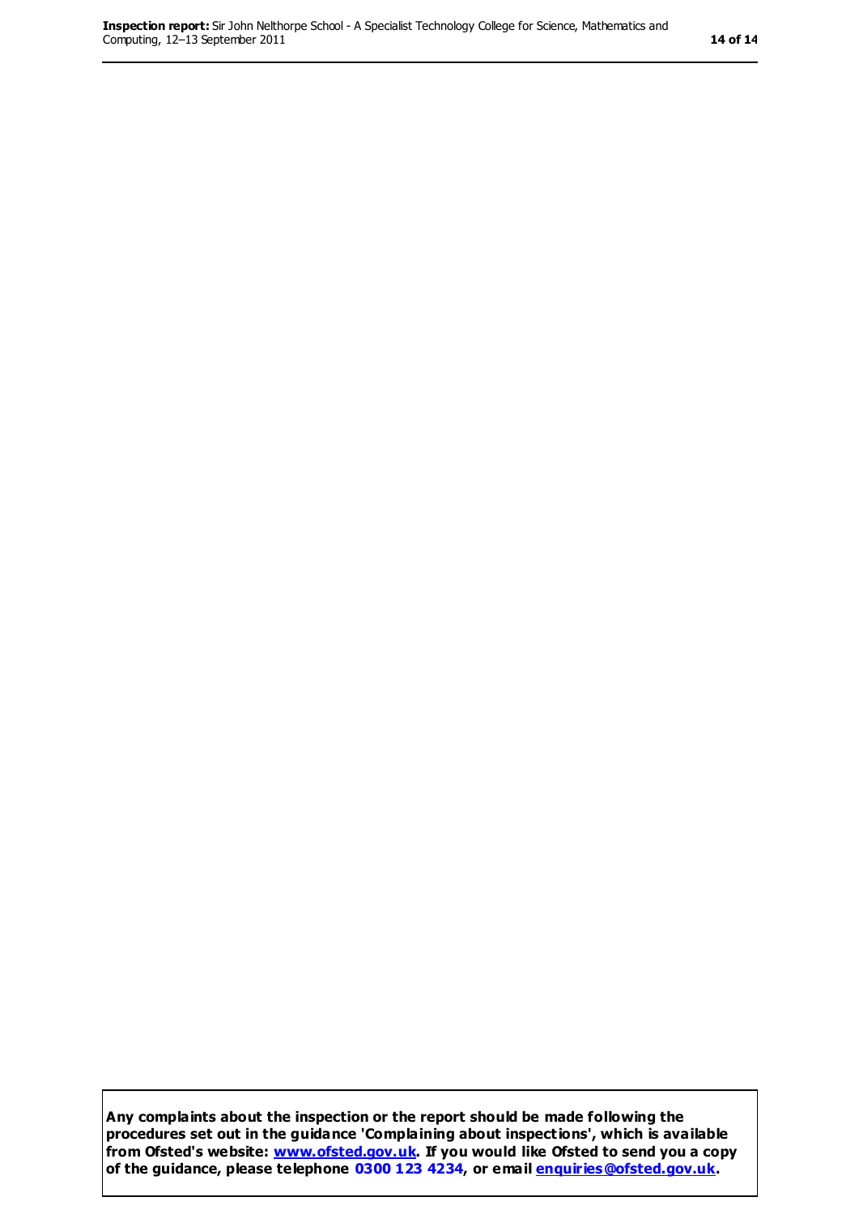**Any complaints about the inspection or the report should be made following the procedures set out in the guidance 'Complaining about inspections', which is available from Ofsted's website: [www.ofsted.gov.uk](http://www.ofsted.gov.uk). If you would like Ofsted to send you a copy of the guidance, please telephone 0300 123 4234, or email [enquiries@ofsted.gov.uk](mailto:enquiries@ofsted.gov.uk).**